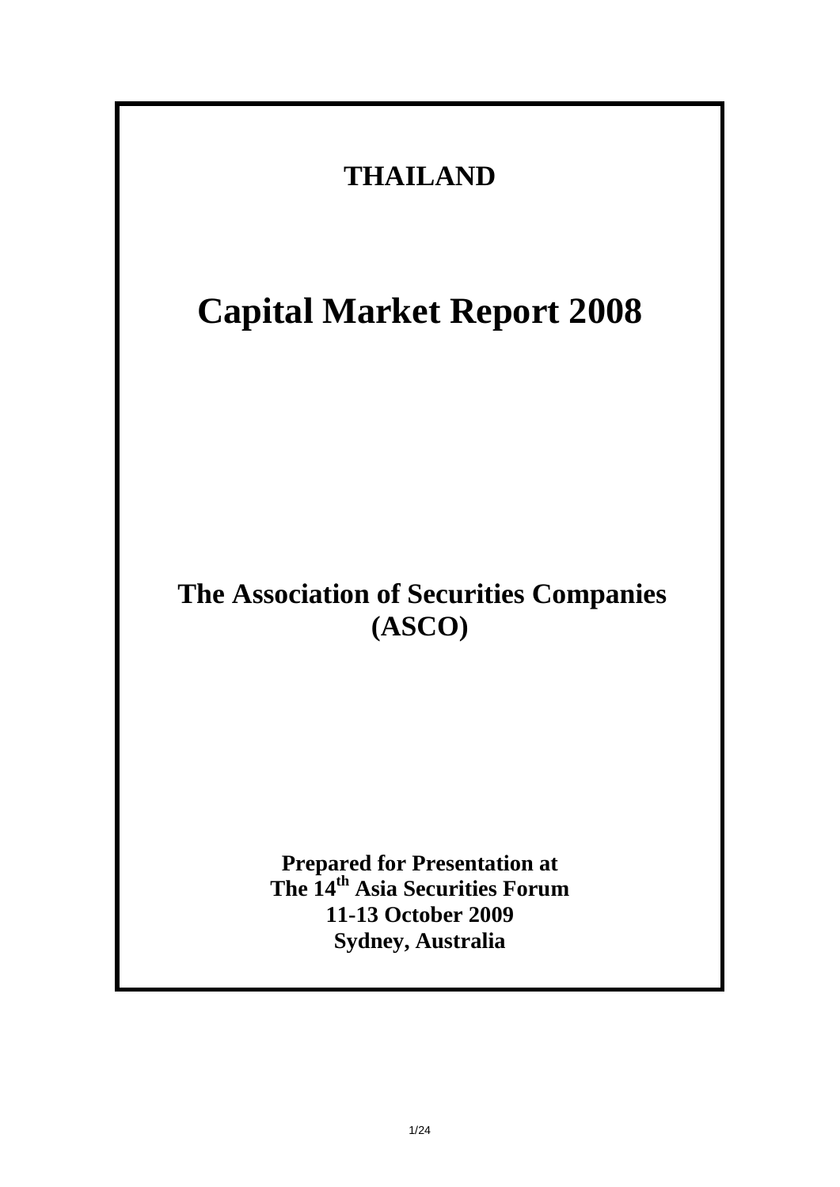# THAILAND

# Capital Market Report 2008

## The Association of Securities Companies (ASCO)

**Prepared for Presentation at**
**The 14th Asia Securities Forum**
**11-13 October 2009**
**Sydney, Australia**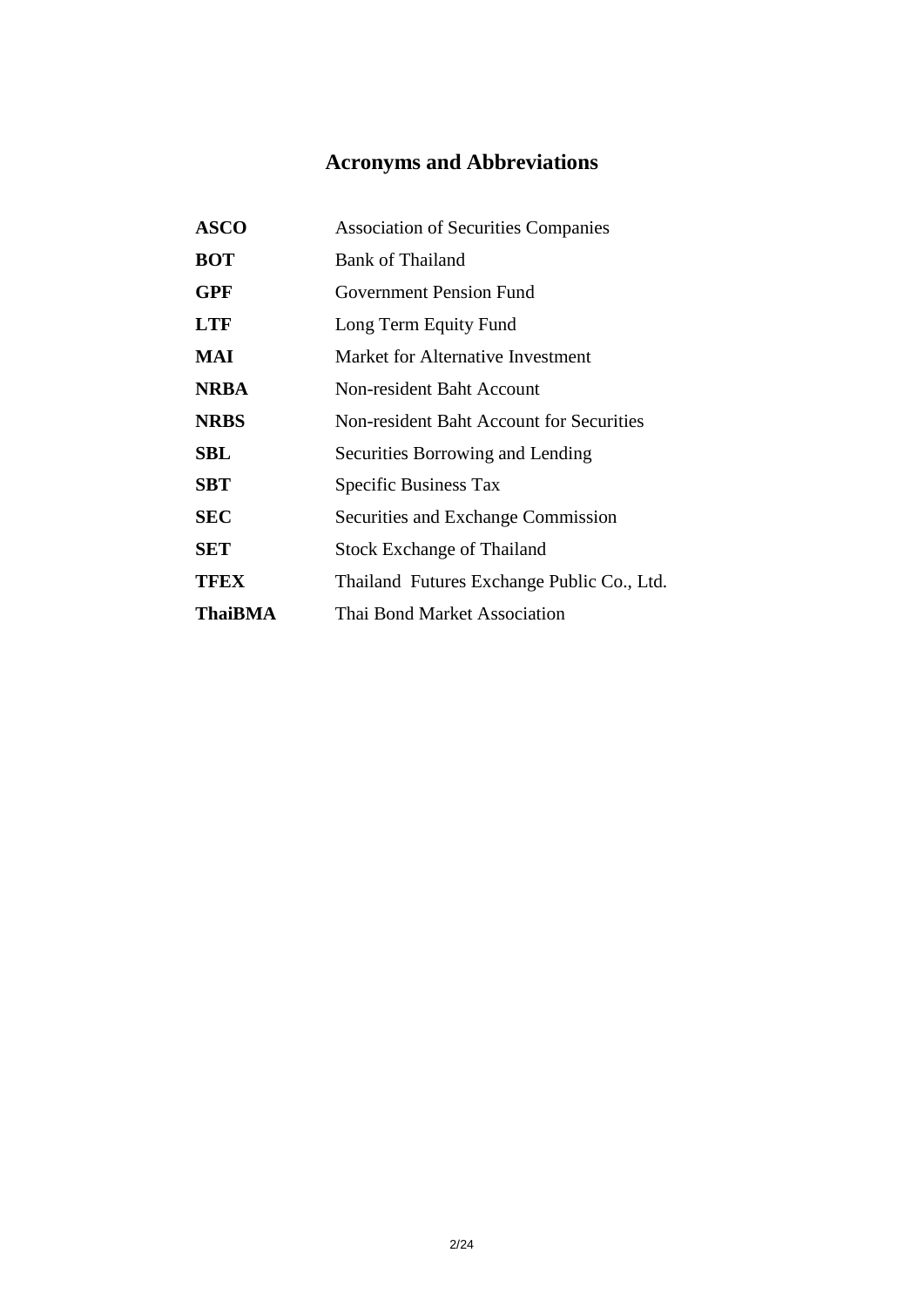# Acronyms and Abbreviations

| | |
|---|---|
| **ASCO** | Association of Securities Companies |
| **BOT** | Bank of Thailand |
| **GPF** | Government Pension Fund |
| **LTF** | Long Term Equity Fund |
| **MAI** | Market for Alternative Investment |
| **NRBA** | Non-resident Baht Account |
| **NRBS** | Non-resident Baht Account for Securities |
| **SBL** | Securities Borrowing and Lending |
| **SBT** | Specific Business Tax |
| **SEC** | Securities and Exchange Commission |
| **SET** | Stock Exchange of Thailand |
| **TFEX** | Thailand Futures Exchange Public Co., Ltd. |
| **ThaiBMA** | Thai Bond Market Association |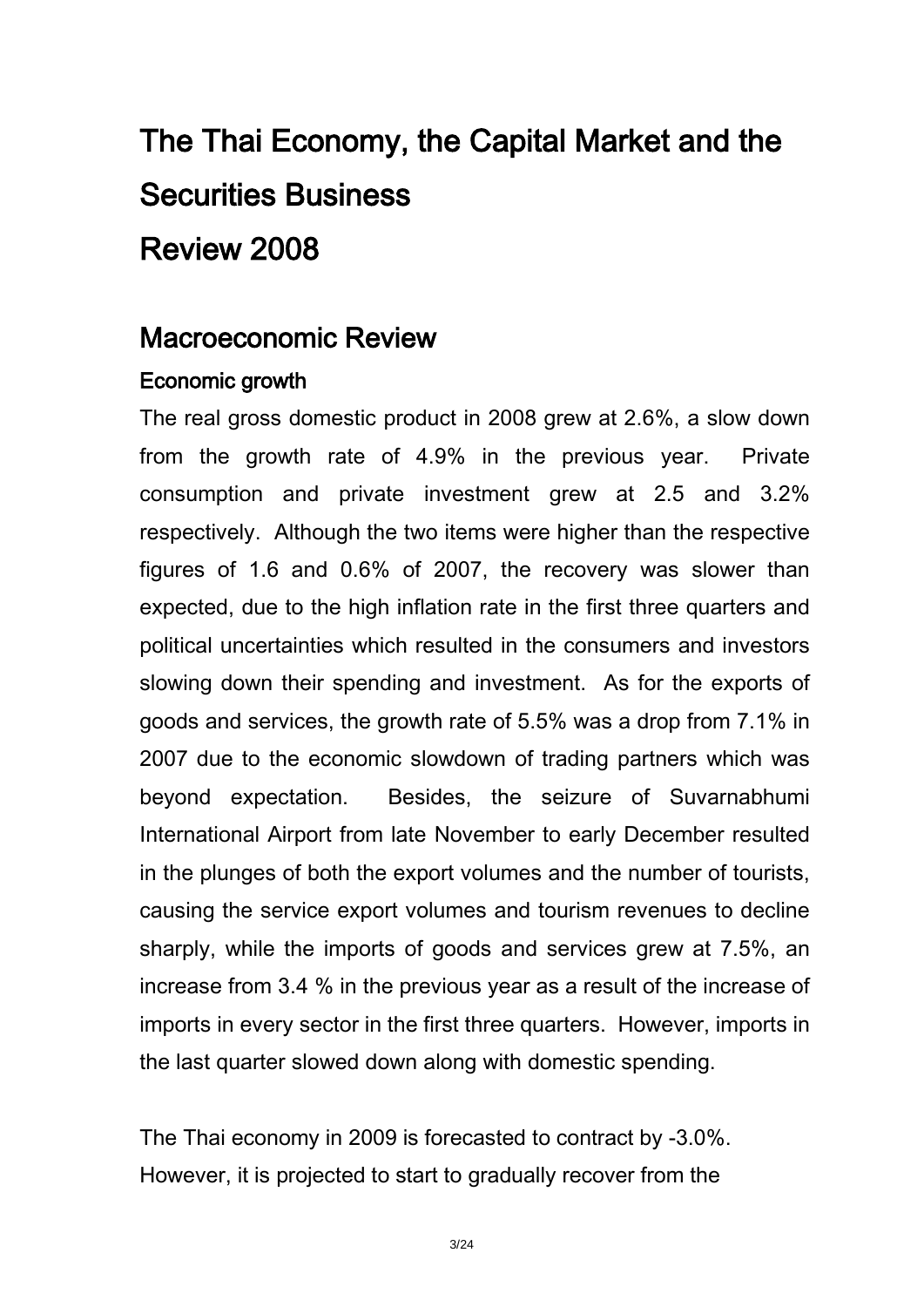# The Thai Economy, the Capital Market and the Securities Business Review 2008

## Macroeconomic Review

### Economic growth

The real gross domestic product in 2008 grew at 2.6%, a slow down from the growth rate of 4.9% in the previous year. Private consumption and private investment grew at 2.5 and 3.2% respectively. Although the two items were higher than the respective figures of 1.6 and 0.6% of 2007, the recovery was slower than expected, due to the high inflation rate in the first three quarters and political uncertainties which resulted in the consumers and investors slowing down their spending and investment. As for the exports of goods and services, the growth rate of 5.5% was a drop from 7.1% in 2007 due to the economic slowdown of trading partners which was beyond expectation. Besides, the seizure of Suvarnabhumi International Airport from late November to early December resulted in the plunges of both the export volumes and the number of tourists, causing the service export volumes and tourism revenues to decline sharply, while the imports of goods and services grew at 7.5%, an increase from 3.4 % in the previous year as a result of the increase of imports in every sector in the first three quarters. However, imports in the last quarter slowed down along with domestic spending.

The Thai economy in 2009 is forecasted to contract by -3.0%. However, it is projected to start to gradually recover from the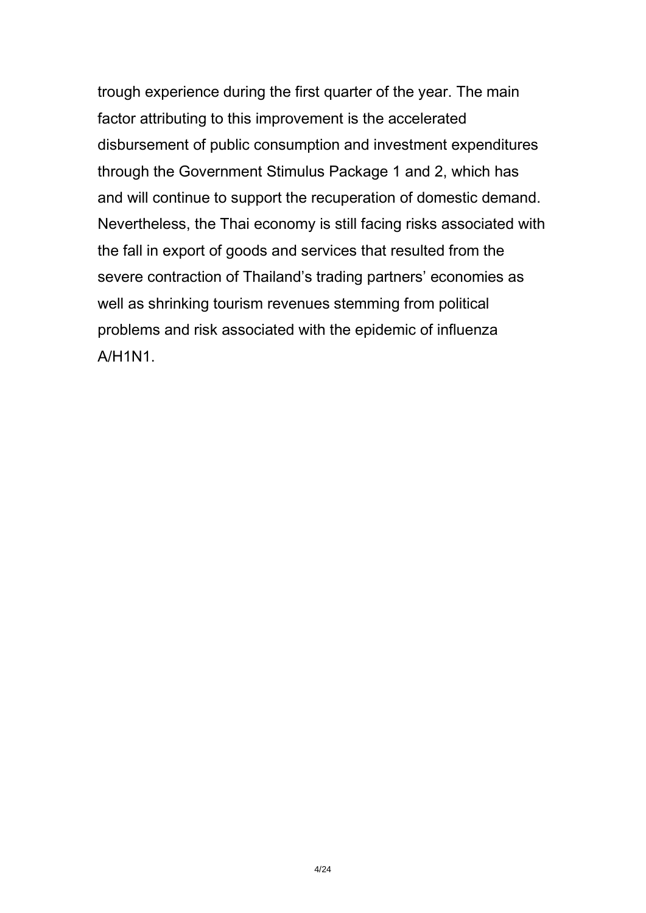trough experience during the first quarter of the year. The main factor attributing to this improvement is the accelerated disbursement of public consumption and investment expenditures through the Government Stimulus Package 1 and 2, which has and will continue to support the recuperation of domestic demand. Nevertheless, the Thai economy is still facing risks associated with the fall in export of goods and services that resulted from the severe contraction of Thailand's trading partners' economies as well as shrinking tourism revenues stemming from political problems and risk associated with the epidemic of influenza A/H1N1.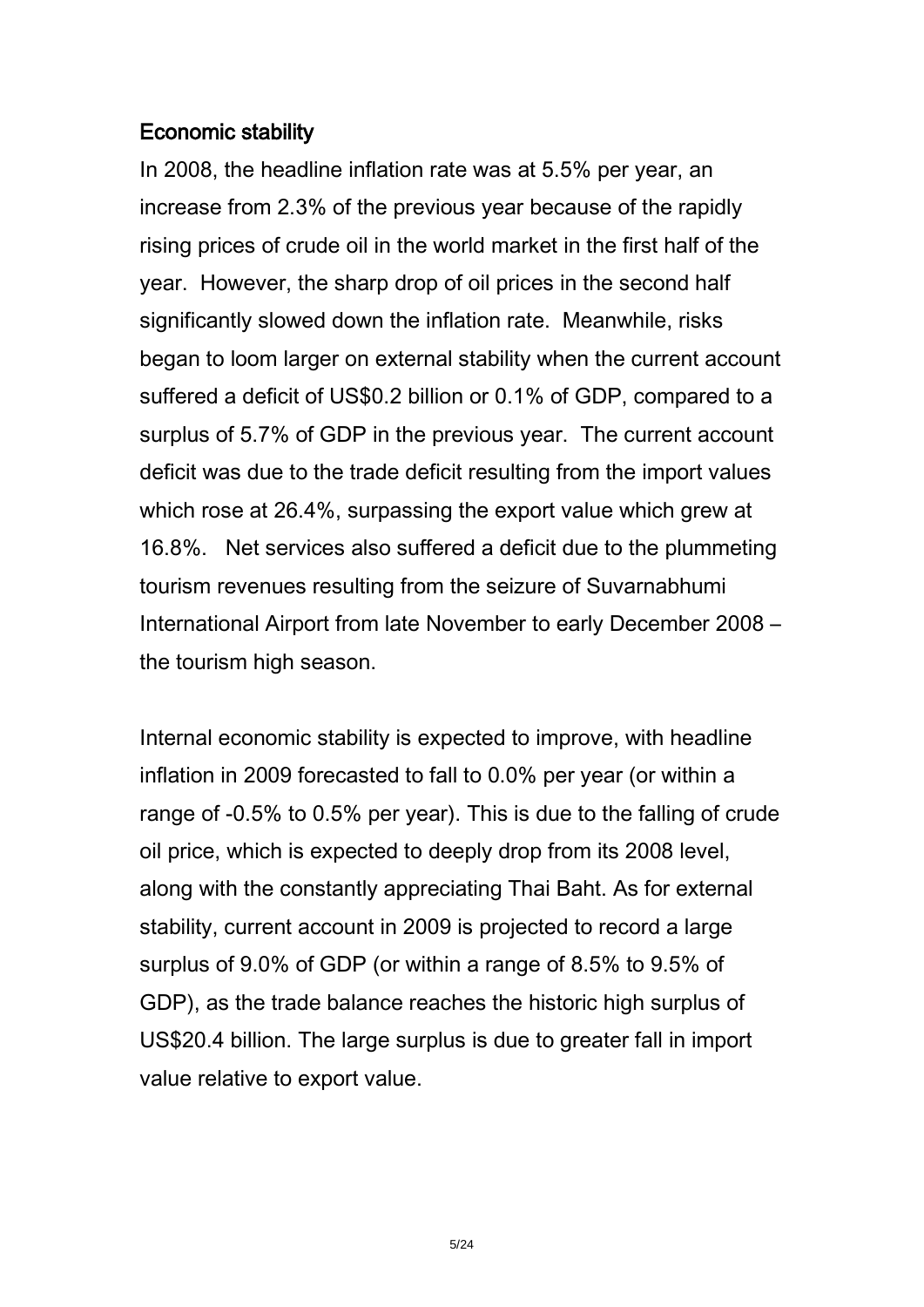## Economic stability

In 2008, the headline inflation rate was at 5.5% per year, an increase from 2.3% of the previous year because of the rapidly rising prices of crude oil in the world market in the first half of the year. However, the sharp drop of oil prices in the second half significantly slowed down the inflation rate. Meanwhile, risks began to loom larger on external stability when the current account suffered a deficit of US$0.2 billion or 0.1% of GDP, compared to a surplus of 5.7% of GDP in the previous year. The current account deficit was due to the trade deficit resulting from the import values which rose at 26.4%, surpassing the export value which grew at 16.8%. Net services also suffered a deficit due to the plummeting tourism revenues resulting from the seizure of Suvarnabhumi International Airport from late November to early December 2008 – the tourism high season.

Internal economic stability is expected to improve, with headline inflation in 2009 forecasted to fall to 0.0% per year (or within a range of -0.5% to 0.5% per year). This is due to the falling of crude oil price, which is expected to deeply drop from its 2008 level, along with the constantly appreciating Thai Baht. As for external stability, current account in 2009 is projected to record a large surplus of 9.0% of GDP (or within a range of 8.5% to 9.5% of GDP), as the trade balance reaches the historic high surplus of US$20.4 billion. The large surplus is due to greater fall in import value relative to export value.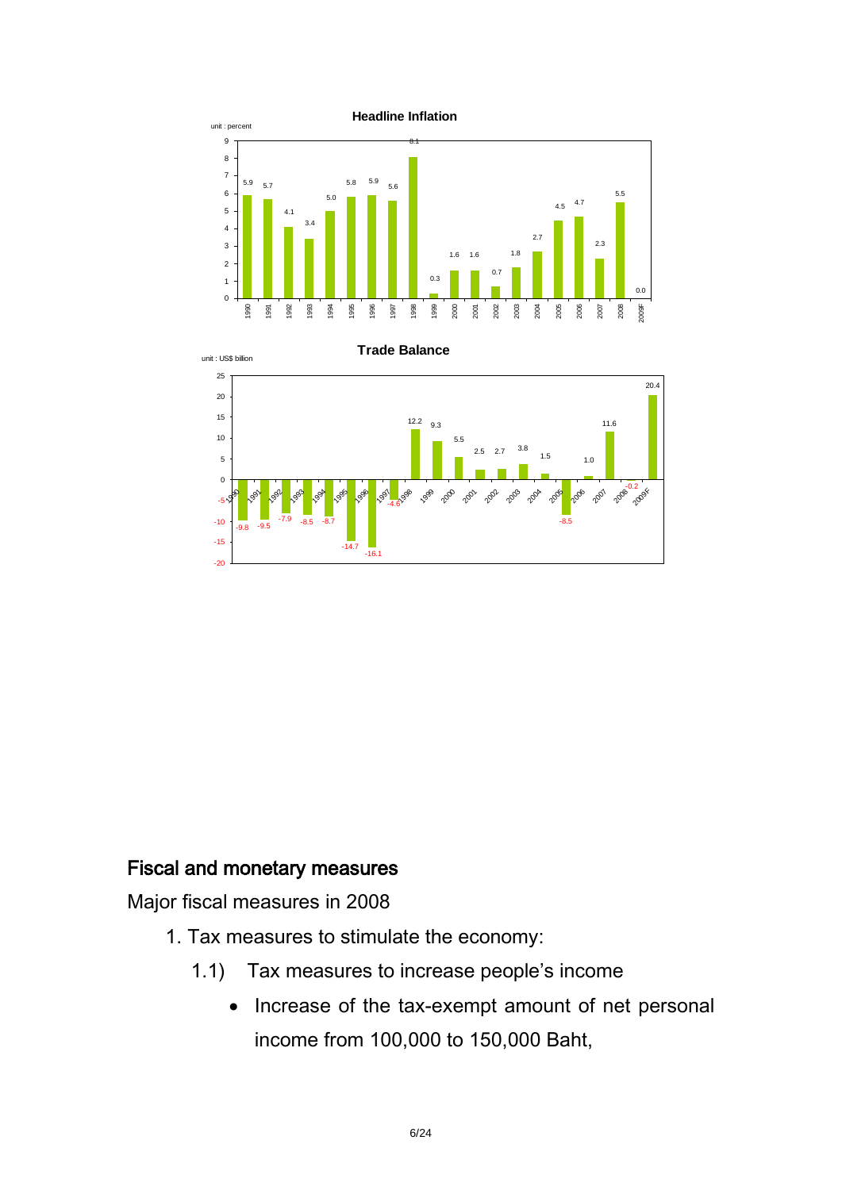**Headline Inflation**

unit : percent

| Year | 1990 | 1991 | 1992 | 1993 | 1994 | 1995 | 1996 | 1997 | 1998 | 1999 | 2000 | 2001 | 2002 | 2003 | 2004 | 2005 | 2006 | 2007 | 2008 | 2009F |
|---|---|---|---|---|---|---|---|---|---|---|---|---|---|---|---|---|---|---|---|---|
| Headline Inflation | 5.9 | 5.7 | 4.1 | 3.4 | 5.0 | 5.8 | 5.9 | 5.6 | 8.1 | 0.3 | 1.6 | 1.6 | 0.7 | 1.8 | 2.7 | 4.5 | 4.7 | 2.3 | 5.5 | 0.0 |

**Trade Balance**

unit : US$ billion

| Year | 1990 | 1991 | 1992 | 1993 | 1994 | 1995 | 1996 | 1997 | 1998 | 1999 | 2000 | 2001 | 2002 | 2003 | 2004 | 2005 | 2006 | 2007 | 2008 | 2009F |
|---|---|---|---|---|---|---|---|---|---|---|---|---|---|---|---|---|---|---|---|---|
| Trade Balance | -9.8 | -9.5 | -7.9 | -8.5 | -8.7 | -14.7 | -16.1 | -4.6 | 12.2 | 9.3 | 5.5 | 2.5 | 2.7 | 3.8 | 1.5 | -8.5 | 1.0 | 11.6 | -0.2 | 20.4 |

## Fiscal and monetary measures

Major fiscal measures in 2008

1. Tax measures to stimulate the economy:

   1.1) Tax measures to increase people's income

   - Increase of the tax-exempt amount of net personal income from 100,000 to 150,000 Baht,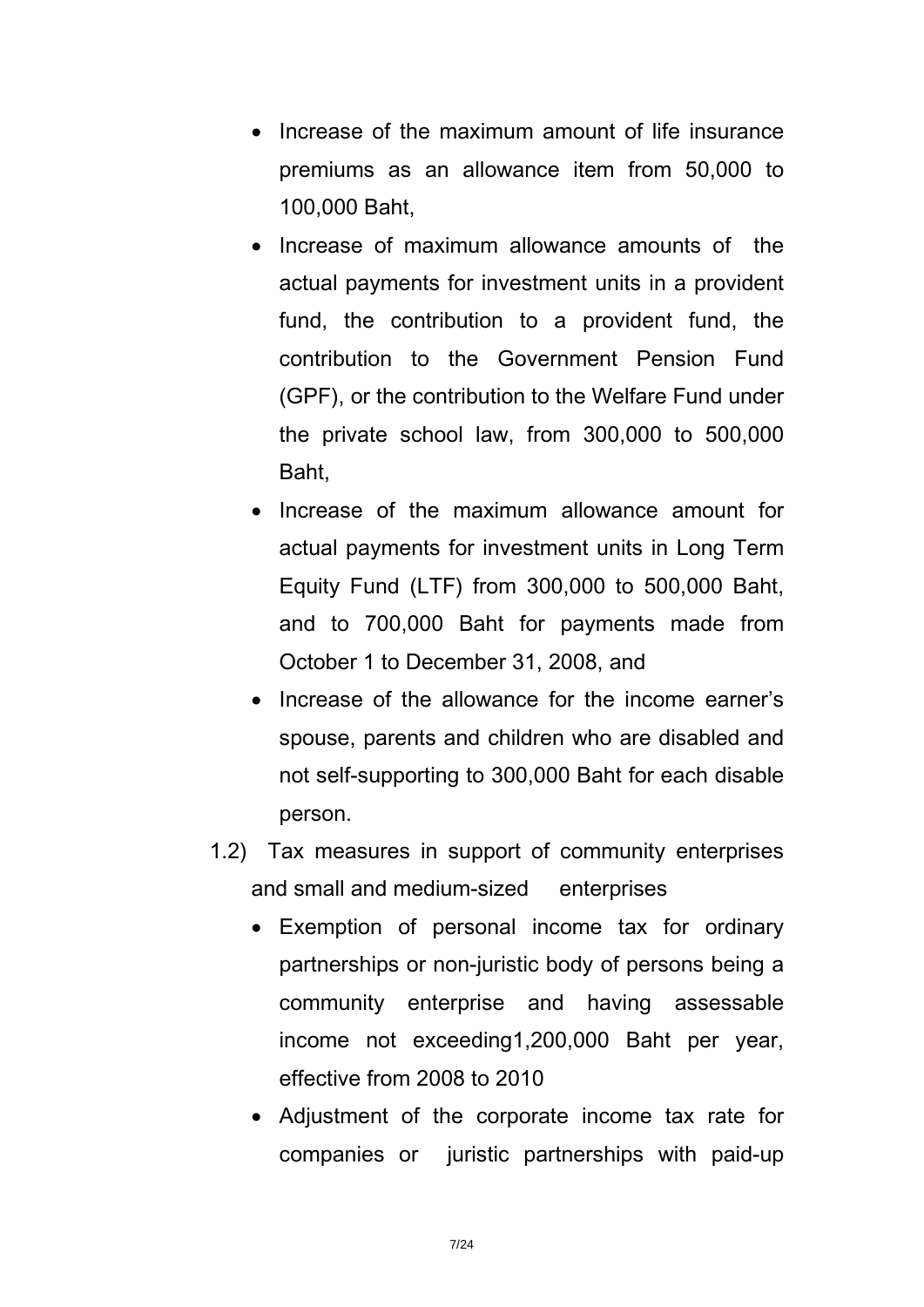- Increase of the maximum amount of life insurance premiums as an allowance item from 50,000 to 100,000 Baht,
- Increase of maximum allowance amounts of the actual payments for investment units in a provident fund, the contribution to a provident fund, the contribution to the Government Pension Fund (GPF), or the contribution to the Welfare Fund under the private school law, from 300,000 to 500,000 Baht,
- Increase of the maximum allowance amount for actual payments for investment units in Long Term Equity Fund (LTF) from 300,000 to 500,000 Baht, and to 700,000 Baht for payments made from October 1 to December 31, 2008, and
- Increase of the allowance for the income earner's spouse, parents and children who are disabled and not self-supporting to 300,000 Baht for each disable person.

1.2) Tax measures in support of community enterprises and small and medium-sized enterprises

- Exemption of personal income tax for ordinary partnerships or non-juristic body of persons being a community enterprise and having assessable income not exceeding1,200,000 Baht per year, effective from 2008 to 2010
- Adjustment of the corporate income tax rate for companies or juristic partnerships with paid-up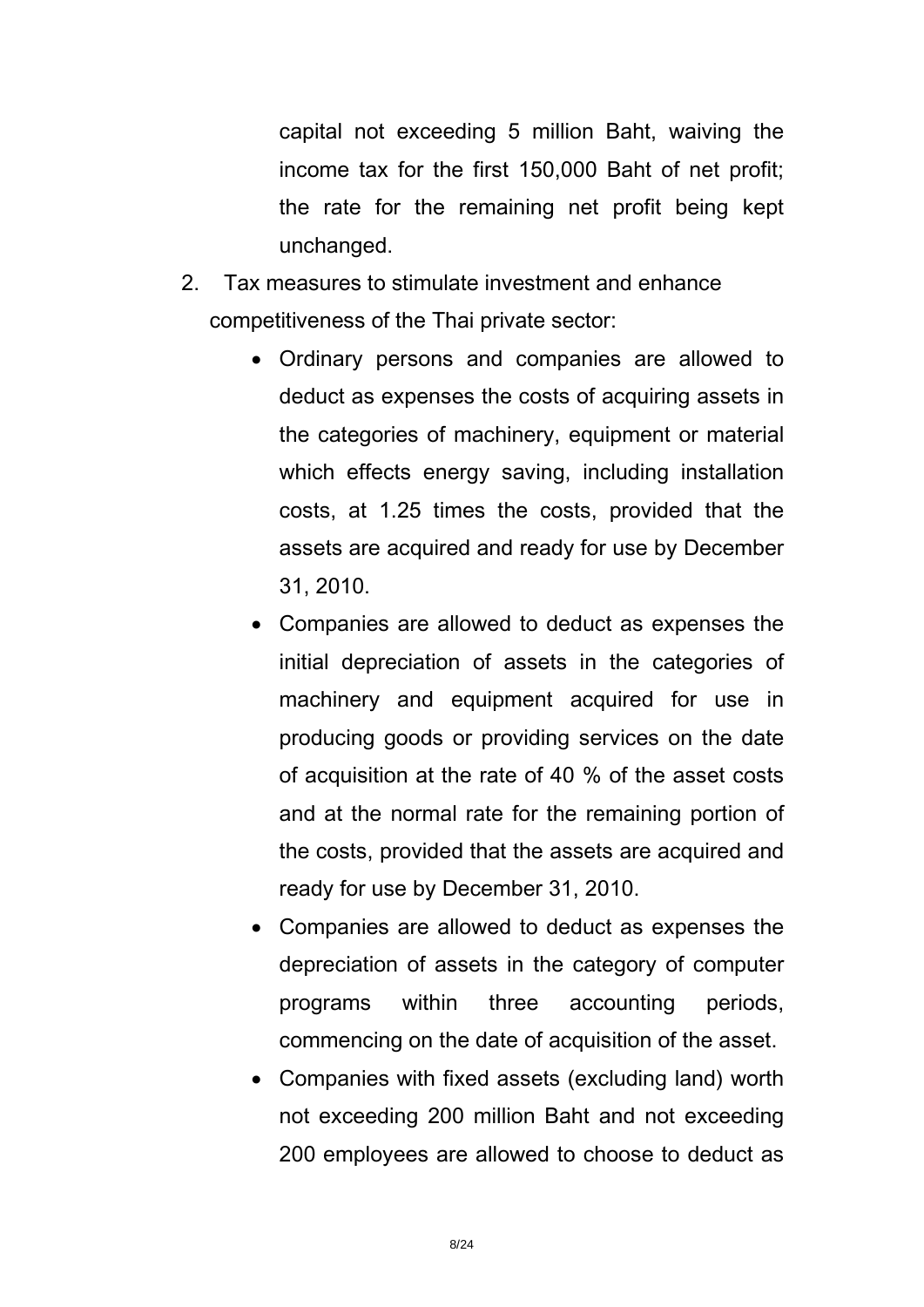capital not exceeding 5 million Baht, waiving the income tax for the first 150,000 Baht of net profit; the rate for the remaining net profit being kept unchanged.

2. Tax measures to stimulate investment and enhance competitiveness of the Thai private sector:

    - Ordinary persons and companies are allowed to deduct as expenses the costs of acquiring assets in the categories of machinery, equipment or material which effects energy saving, including installation costs, at 1.25 times the costs, provided that the assets are acquired and ready for use by December 31, 2010.
    - Companies are allowed to deduct as expenses the initial depreciation of assets in the categories of machinery and equipment acquired for use in producing goods or providing services on the date of acquisition at the rate of 40 % of the asset costs and at the normal rate for the remaining portion of the costs, provided that the assets are acquired and ready for use by December 31, 2010.
    - Companies are allowed to deduct as expenses the depreciation of assets in the category of computer programs within three accounting periods, commencing on the date of acquisition of the asset.
    - Companies with fixed assets (excluding land) worth not exceeding 200 million Baht and not exceeding 200 employees are allowed to choose to deduct as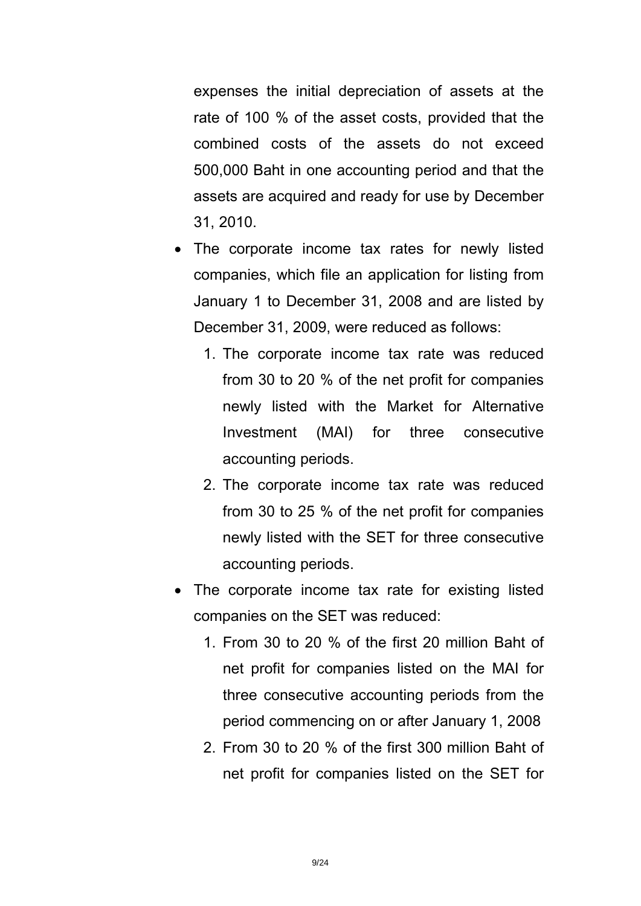expenses the initial depreciation of assets at the rate of 100 % of the asset costs, provided that the combined costs of the assets do not exceed 500,000 Baht in one accounting period and that the assets are acquired and ready for use by December 31, 2010.

- The corporate income tax rates for newly listed companies, which file an application for listing from January 1 to December 31, 2008 and are listed by December 31, 2009, were reduced as follows:
    1. The corporate income tax rate was reduced from 30 to 20 % of the net profit for companies newly listed with the Market for Alternative Investment (MAI) for three consecutive accounting periods.
    2. The corporate income tax rate was reduced from 30 to 25 % of the net profit for companies newly listed with the SET for three consecutive accounting periods.
- The corporate income tax rate for existing listed companies on the SET was reduced:
    1. From 30 to 20 % of the first 20 million Baht of net profit for companies listed on the MAI for three consecutive accounting periods from the period commencing on or after January 1, 2008
    2. From 30 to 20 % of the first 300 million Baht of net profit for companies listed on the SET for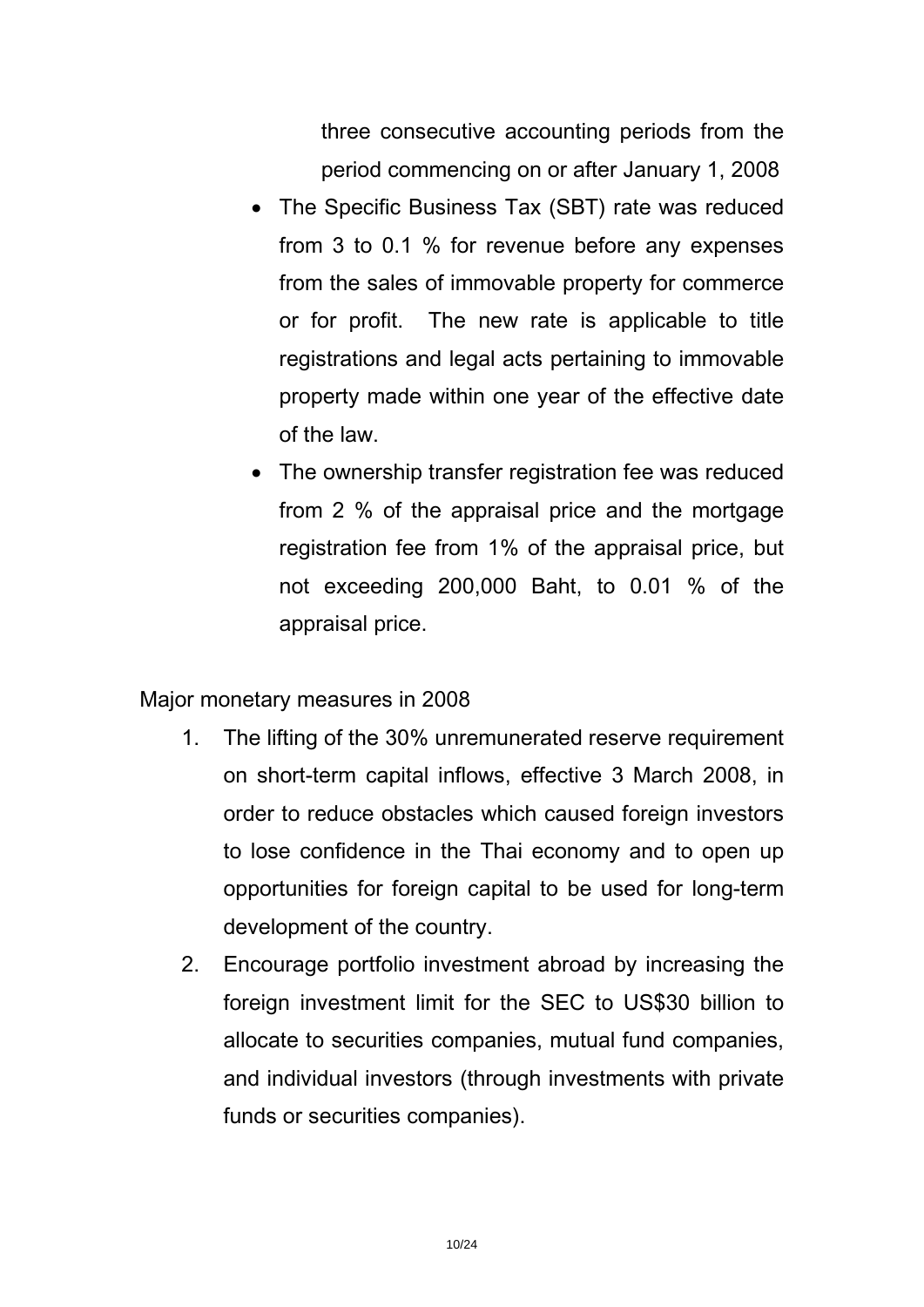three consecutive accounting periods from the period commencing on or after January 1, 2008

- The Specific Business Tax (SBT) rate was reduced from 3 to 0.1 % for revenue before any expenses from the sales of immovable property for commerce or for profit. The new rate is applicable to title registrations and legal acts pertaining to immovable property made within one year of the effective date of the law.
- The ownership transfer registration fee was reduced from 2 % of the appraisal price and the mortgage registration fee from 1% of the appraisal price, but not exceeding 200,000 Baht, to 0.01 % of the appraisal price.

Major monetary measures in 2008

1. The lifting of the 30% unremunerated reserve requirement on short-term capital inflows, effective 3 March 2008, in order to reduce obstacles which caused foreign investors to lose confidence in the Thai economy and to open up opportunities for foreign capital to be used for long-term development of the country.
2. Encourage portfolio investment abroad by increasing the foreign investment limit for the SEC to US$30 billion to allocate to securities companies, mutual fund companies, and individual investors (through investments with private funds or securities companies).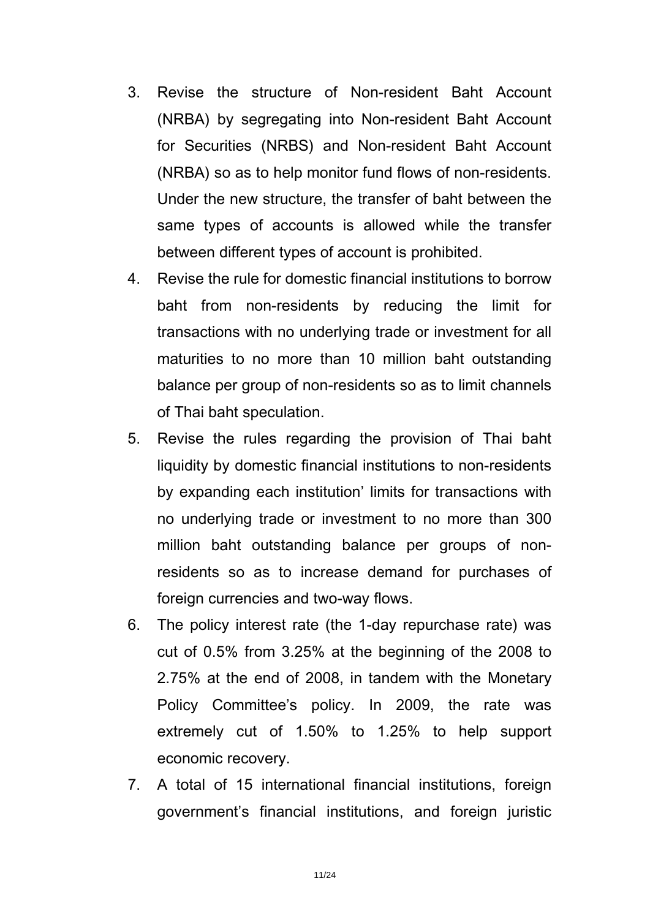3. Revise the structure of Non-resident Baht Account (NRBA) by segregating into Non-resident Baht Account for Securities (NRBS) and Non-resident Baht Account (NRBA) so as to help monitor fund flows of non-residents. Under the new structure, the transfer of baht between the same types of accounts is allowed while the transfer between different types of account is prohibited.
4. Revise the rule for domestic financial institutions to borrow baht from non-residents by reducing the limit for transactions with no underlying trade or investment for all maturities to no more than 10 million baht outstanding balance per group of non-residents so as to limit channels of Thai baht speculation.
5. Revise the rules regarding the provision of Thai baht liquidity by domestic financial institutions to non-residents by expanding each institution' limits for transactions with no underlying trade or investment to no more than 300 million baht outstanding balance per groups of non-residents so as to increase demand for purchases of foreign currencies and two-way flows.
6. The policy interest rate (the 1-day repurchase rate) was cut of 0.5% from 3.25% at the beginning of the 2008 to 2.75% at the end of 2008, in tandem with the Monetary Policy Committee's policy. In 2009, the rate was extremely cut of 1.50% to 1.25% to help support economic recovery.
7. A total of 15 international financial institutions, foreign government's financial institutions, and foreign juristic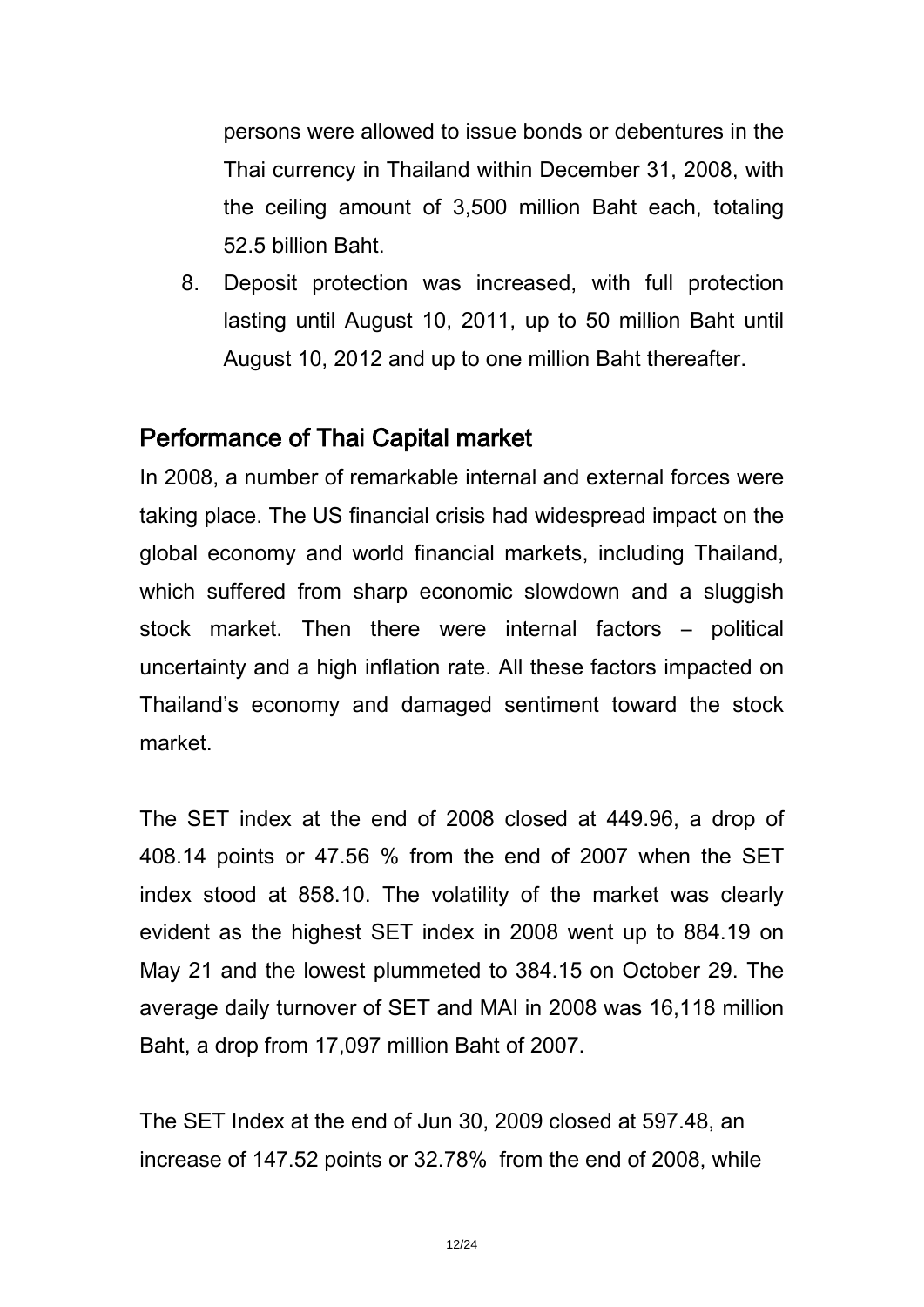persons were allowed to issue bonds or debentures in the Thai currency in Thailand within December 31, 2008, with the ceiling amount of 3,500 million Baht each, totaling 52.5 billion Baht.

8. Deposit protection was increased, with full protection lasting until August 10, 2011, up to 50 million Baht until August 10, 2012 and up to one million Baht thereafter.

## Performance of Thai Capital market

In 2008, a number of remarkable internal and external forces were taking place. The US financial crisis had widespread impact on the global economy and world financial markets, including Thailand, which suffered from sharp economic slowdown and a sluggish stock market. Then there were internal factors – political uncertainty and a high inflation rate. All these factors impacted on Thailand's economy and damaged sentiment toward the stock market.

The SET index at the end of 2008 closed at 449.96, a drop of 408.14 points or 47.56 % from the end of 2007 when the SET index stood at 858.10. The volatility of the market was clearly evident as the highest SET index in 2008 went up to 884.19 on May 21 and the lowest plummeted to 384.15 on October 29. The average daily turnover of SET and MAI in 2008 was 16,118 million Baht, a drop from 17,097 million Baht of 2007.

The SET Index at the end of Jun 30, 2009 closed at 597.48, an increase of 147.52 points or 32.78% from the end of 2008, while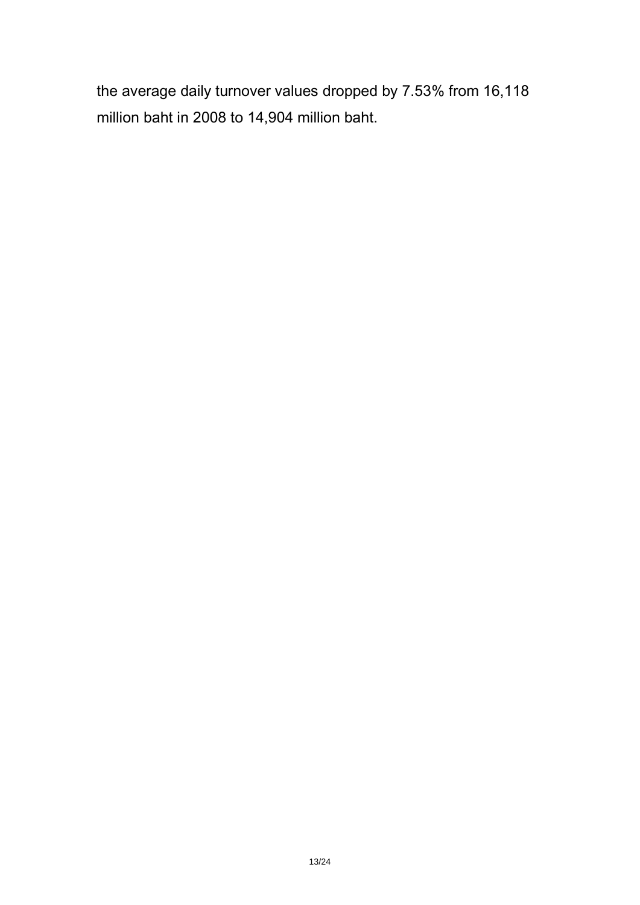the average daily turnover values dropped by 7.53% from 16,118 million baht in 2008 to 14,904 million baht.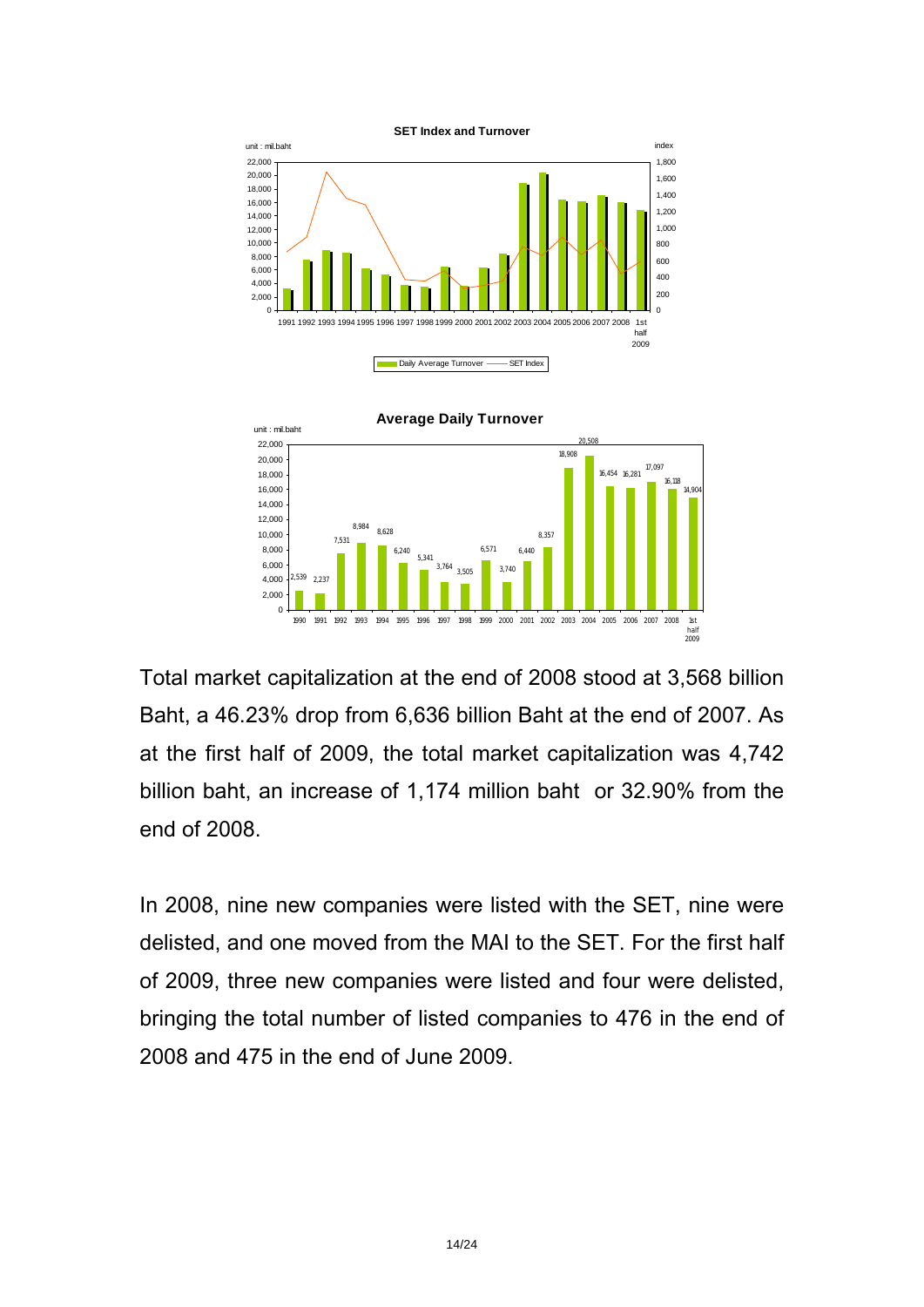**SET Index and Turnover**

**Average Daily Turnover**

Total market capitalization at the end of 2008 stood at 3,568 billion Baht, a 46.23% drop from 6,636 billion Baht at the end of 2007. As at the first half of 2009, the total market capitalization was 4,742 billion baht, an increase of 1,174 million baht or 32.90% from the end of 2008.

In 2008, nine new companies were listed with the SET, nine were delisted, and one moved from the MAI to the SET. For the first half of 2009, three new companies were listed and four were delisted, bringing the total number of listed companies to 476 in the end of 2008 and 475 in the end of June 2009.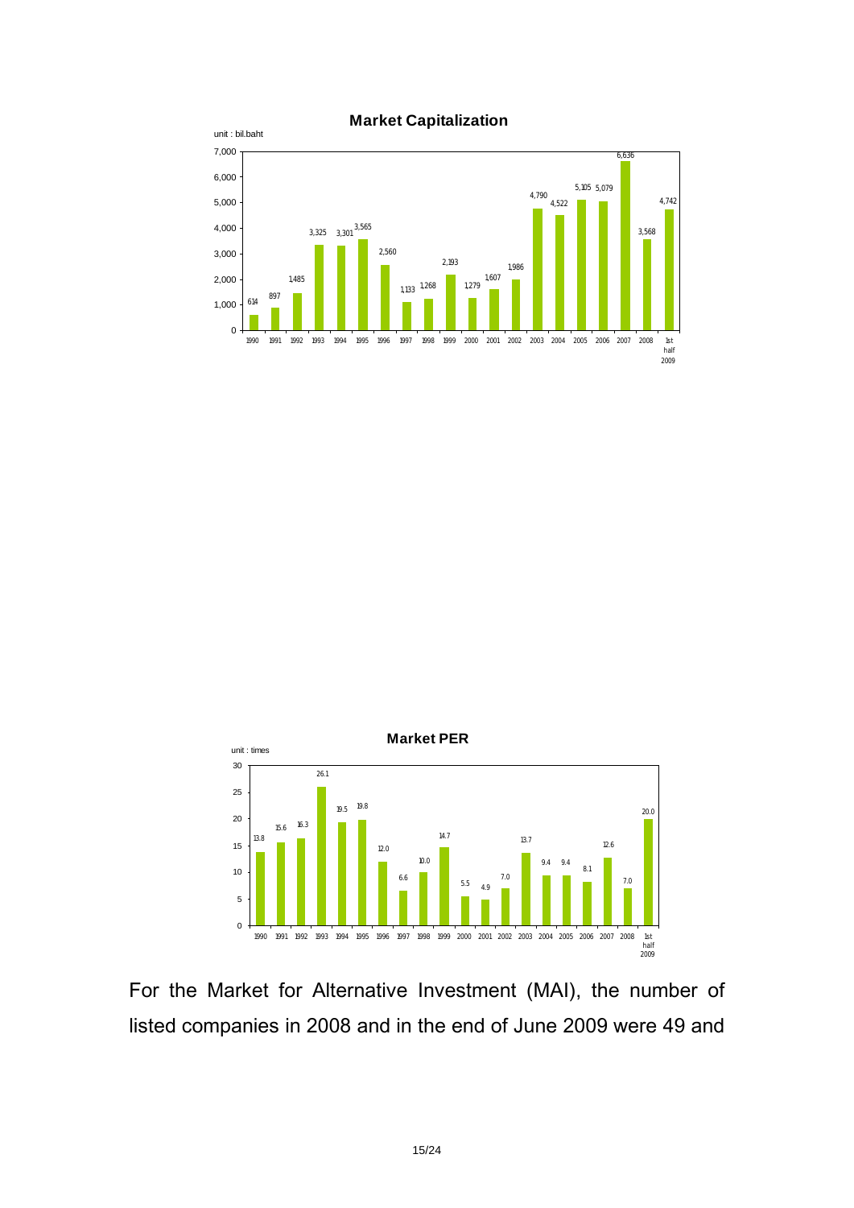**Market Capitalization**

unit : bil.baht

| Year | Market Capitalization |
|---|---|
| 1990 | 614 |
| 1991 | 897 |
| 1992 | 1,485 |
| 1993 | 3,325 |
| 1994 | 3,301 |
| 1995 | 3,565 |
| 1996 | 2,560 |
| 1997 | 1,133 |
| 1998 | 1,268 |
| 1999 | 2,193 |
| 2000 | 1,279 |
| 2001 | 1,607 |
| 2002 | 1,986 |
| 2003 | 4,790 |
| 2004 | 4,522 |
| 2005 | 5,105 |
| 2006 | 5,079 |
| 2007 | 6,636 |
| 2008 | 3,568 |
| 1st half 2009 | 4,742 |

**Market PER**

unit : times

| Year | Market PER |
|---|---|
| 1990 | 13.8 |
| 1991 | 15.6 |
| 1992 | 16.3 |
| 1993 | 26.1 |
| 1994 | 19.5 |
| 1995 | 19.8 |
| 1996 | 12.0 |
| 1997 | 6.6 |
| 1998 | 10.0 |
| 1999 | 14.7 |
| 2000 | 5.5 |
| 2001 | 4.9 |
| 2002 | 7.0 |
| 2003 | 13.7 |
| 2004 | 9.4 |
| 2005 | 9.4 |
| 2006 | 8.1 |
| 2007 | 12.6 |
| 2008 | 7.0 |
| 1st half 2009 | 20.0 |

For the Market for Alternative Investment (MAI), the number of listed companies in 2008 and in the end of June 2009 were 49 and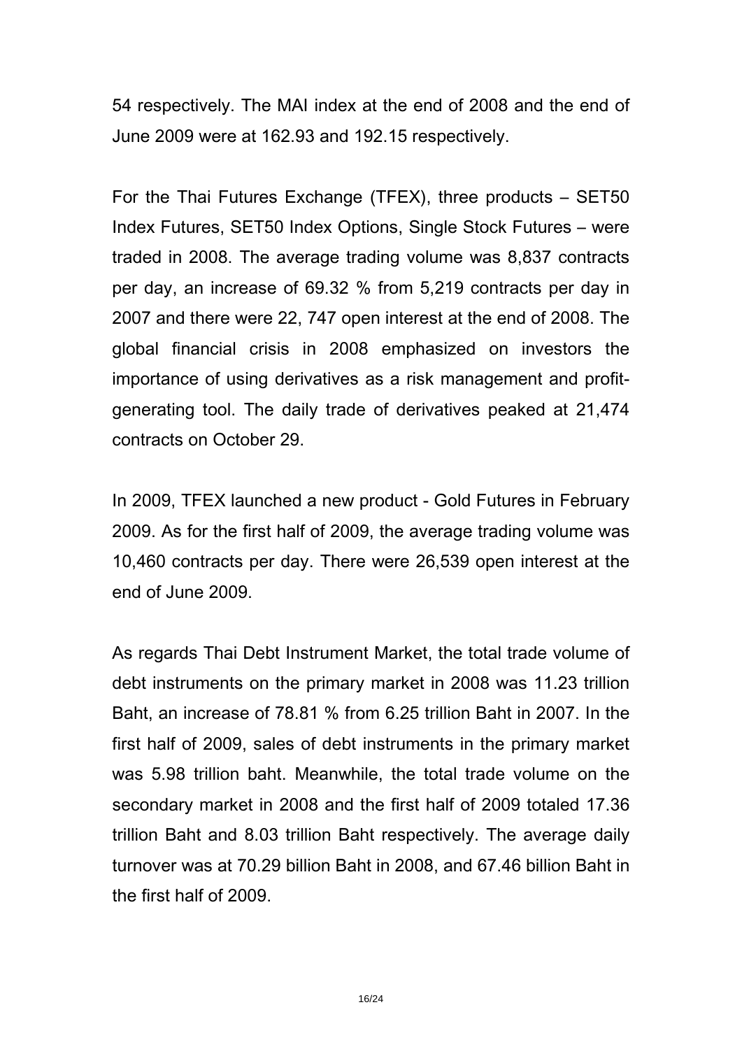54 respectively. The MAI index at the end of 2008 and the end of June 2009 were at 162.93 and 192.15 respectively.

For the Thai Futures Exchange (TFEX), three products – SET50 Index Futures, SET50 Index Options, Single Stock Futures – were traded in 2008. The average trading volume was 8,837 contracts per day, an increase of 69.32 % from 5,219 contracts per day in 2007 and there were 22, 747 open interest at the end of 2008. The global financial crisis in 2008 emphasized on investors the importance of using derivatives as a risk management and profit-generating tool. The daily trade of derivatives peaked at 21,474 contracts on October 29.

In 2009, TFEX launched a new product - Gold Futures in February 2009. As for the first half of 2009, the average trading volume was 10,460 contracts per day. There were 26,539 open interest at the end of June 2009.

As regards Thai Debt Instrument Market, the total trade volume of debt instruments on the primary market in 2008 was 11.23 trillion Baht, an increase of 78.81 % from 6.25 trillion Baht in 2007. In the first half of 2009, sales of debt instruments in the primary market was 5.98 trillion baht. Meanwhile, the total trade volume on the secondary market in 2008 and the first half of 2009 totaled 17.36 trillion Baht and 8.03 trillion Baht respectively. The average daily turnover was at 70.29 billion Baht in 2008, and 67.46 billion Baht in the first half of 2009.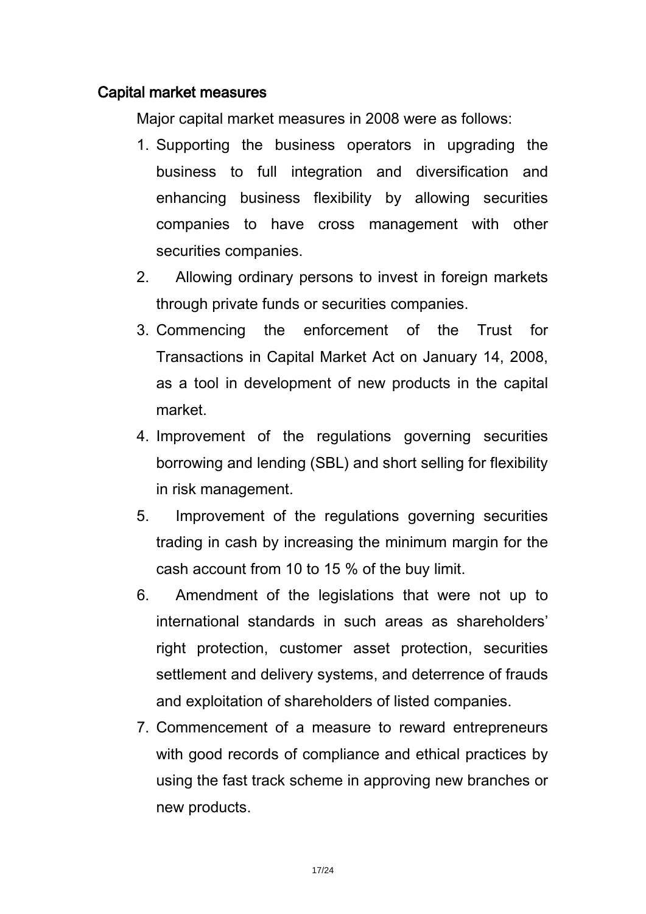## Capital market measures

Major capital market measures in 2008 were as follows:

1. Supporting the business operators in upgrading the business to full integration and diversification and enhancing business flexibility by allowing securities companies to have cross management with other securities companies.
2. Allowing ordinary persons to invest in foreign markets through private funds or securities companies.
3. Commencing the enforcement of the Trust for Transactions in Capital Market Act on January 14, 2008, as a tool in development of new products in the capital market.
4. Improvement of the regulations governing securities borrowing and lending (SBL) and short selling for flexibility in risk management.
5. Improvement of the regulations governing securities trading in cash by increasing the minimum margin for the cash account from 10 to 15 % of the buy limit.
6. Amendment of the legislations that were not up to international standards in such areas as shareholders' right protection, customer asset protection, securities settlement and delivery systems, and deterrence of frauds and exploitation of shareholders of listed companies.
7. Commencement of a measure to reward entrepreneurs with good records of compliance and ethical practices by using the fast track scheme in approving new branches or new products.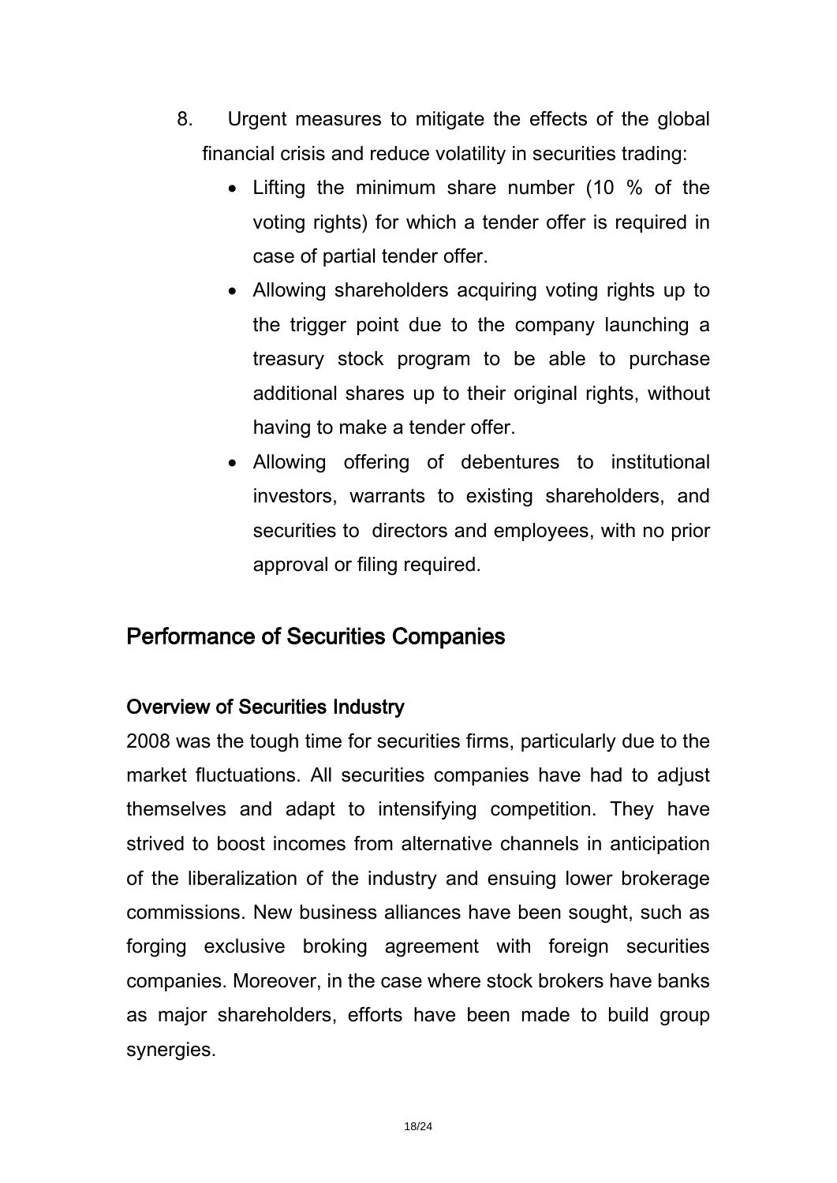8. Urgent measures to mitigate the effects of the global financial crisis and reduce volatility in securities trading:
   - Lifting the minimum share number (10 % of the voting rights) for which a tender offer is required in case of partial tender offer.
   - Allowing shareholders acquiring voting rights up to the trigger point due to the company launching a treasury stock program to be able to purchase additional shares up to their original rights, without having to make a tender offer.
   - Allowing offering of debentures to institutional investors, warrants to existing shareholders, and securities to directors and employees, with no prior approval or filing required.

## Performance of Securities Companies

### Overview of Securities Industry

2008 was the tough time for securities firms, particularly due to the market fluctuations. All securities companies have had to adjust themselves and adapt to intensifying competition. They have strived to boost incomes from alternative channels in anticipation of the liberalization of the industry and ensuing lower brokerage commissions. New business alliances have been sought, such as forging exclusive broking agreement with foreign securities companies. Moreover, in the case where stock brokers have banks as major shareholders, efforts have been made to build group synergies.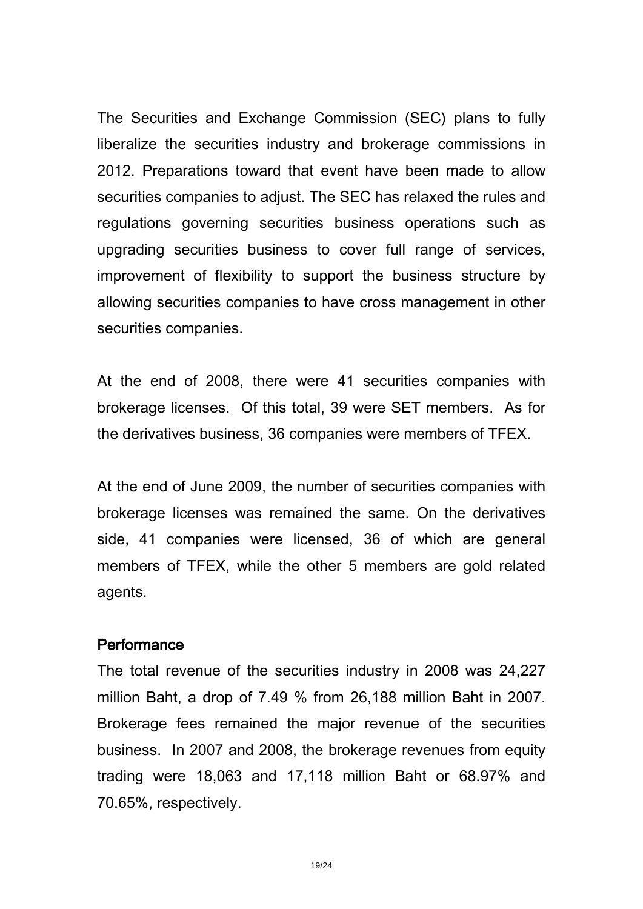The Securities and Exchange Commission (SEC) plans to fully liberalize the securities industry and brokerage commissions in 2012. Preparations toward that event have been made to allow securities companies to adjust. The SEC has relaxed the rules and regulations governing securities business operations such as upgrading securities business to cover full range of services, improvement of flexibility to support the business structure by allowing securities companies to have cross management in other securities companies.

At the end of 2008, there were 41 securities companies with brokerage licenses. Of this total, 39 were SET members. As for the derivatives business, 36 companies were members of TFEX.

At the end of June 2009, the number of securities companies with brokerage licenses was remained the same. On the derivatives side, 41 companies were licensed, 36 of which are general members of TFEX, while the other 5 members are gold related agents.

## Performance

The total revenue of the securities industry in 2008 was 24,227 million Baht, a drop of 7.49 % from 26,188 million Baht in 2007. Brokerage fees remained the major revenue of the securities business. In 2007 and 2008, the brokerage revenues from equity trading were 18,063 and 17,118 million Baht or 68.97% and 70.65%, respectively.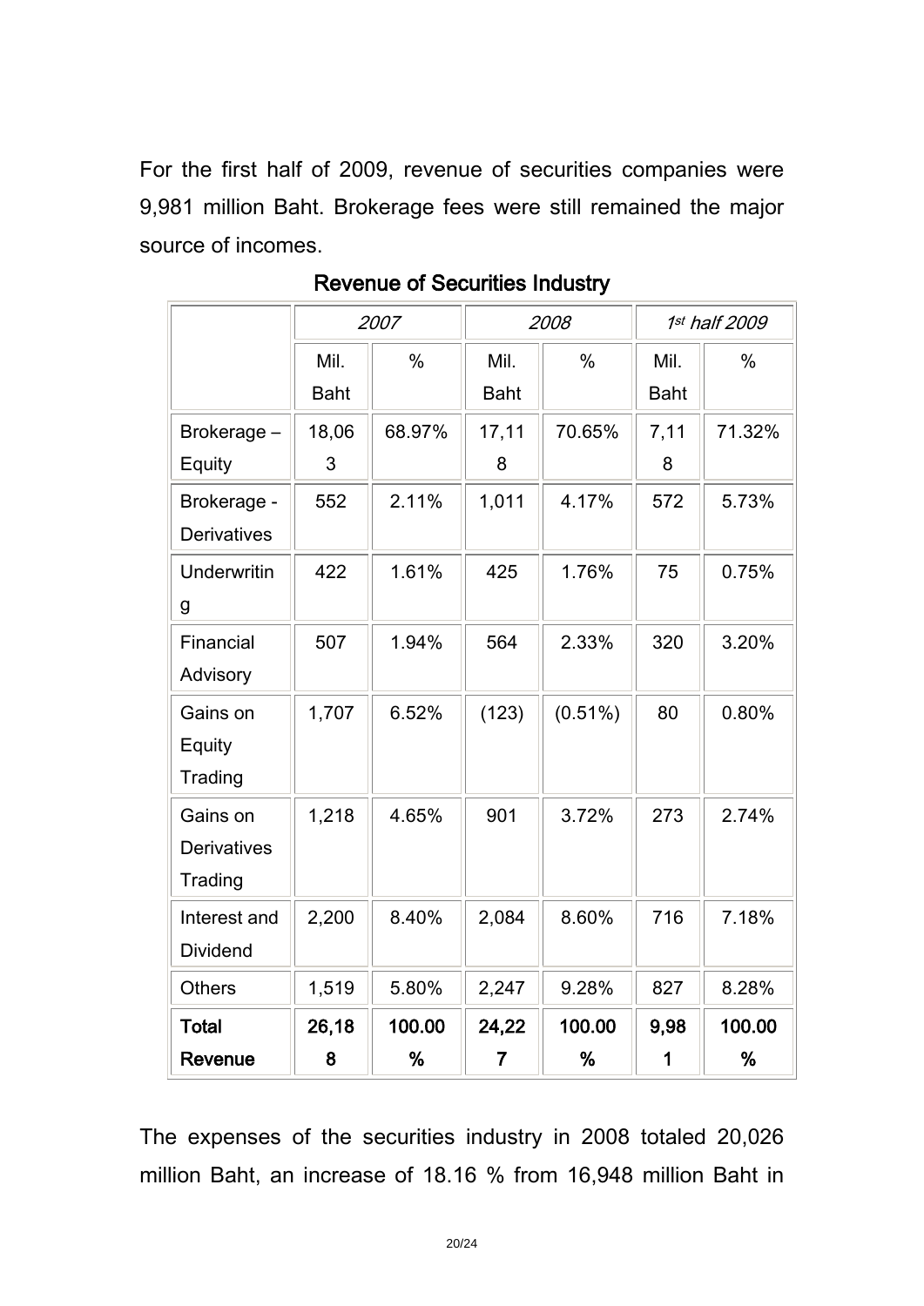For the first half of 2009, revenue of securities companies were 9,981 million Baht. Brokerage fees were still remained the major source of incomes.

**Revenue of Securities Industry**

| | *2007* | | *2008* | | *1st half 2009* | |
|---|---|---|---|---|---|---|
| | Mil. Baht | % | Mil. Baht | % | Mil. Baht | % |
| Brokerage – Equity | 18,063 | 68.97% | 17,118 | 70.65% | 7,118 | 71.32% |
| Brokerage - Derivatives | 552 | 2.11% | 1,011 | 4.17% | 572 | 5.73% |
| Underwriting | 422 | 1.61% | 425 | 1.76% | 75 | 0.75% |
| Financial Advisory | 507 | 1.94% | 564 | 2.33% | 320 | 3.20% |
| Gains on Equity Trading | 1,707 | 6.52% | (123) | (0.51%) | 80 | 0.80% |
| Gains on Derivatives Trading | 1,218 | 4.65% | 901 | 3.72% | 273 | 2.74% |
| Interest and Dividend | 2,200 | 8.40% | 2,084 | 8.60% | 716 | 7.18% |
| Others | 1,519 | 5.80% | 2,247 | 9.28% | 827 | 8.28% |
| **Total Revenue** | **26,188** | **100.00%** | **24,227** | **100.00%** | **9,981** | **100.00%** |

The expenses of the securities industry in 2008 totaled 20,026 million Baht, an increase of 18.16 % from 16,948 million Baht in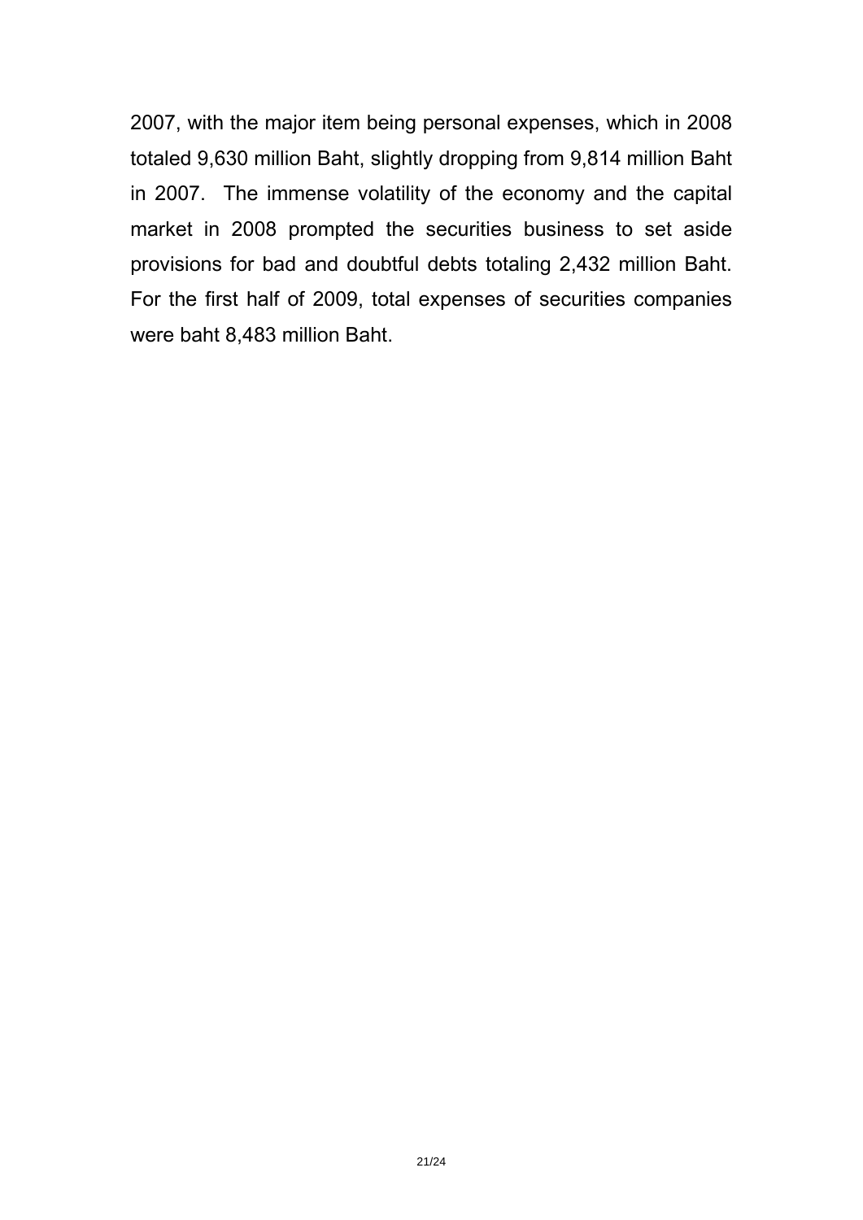2007, with the major item being personal expenses, which in 2008 totaled 9,630 million Baht, slightly dropping from 9,814 million Baht in 2007. The immense volatility of the economy and the capital market in 2008 prompted the securities business to set aside provisions for bad and doubtful debts totaling 2,432 million Baht. For the first half of 2009, total expenses of securities companies were baht 8,483 million Baht.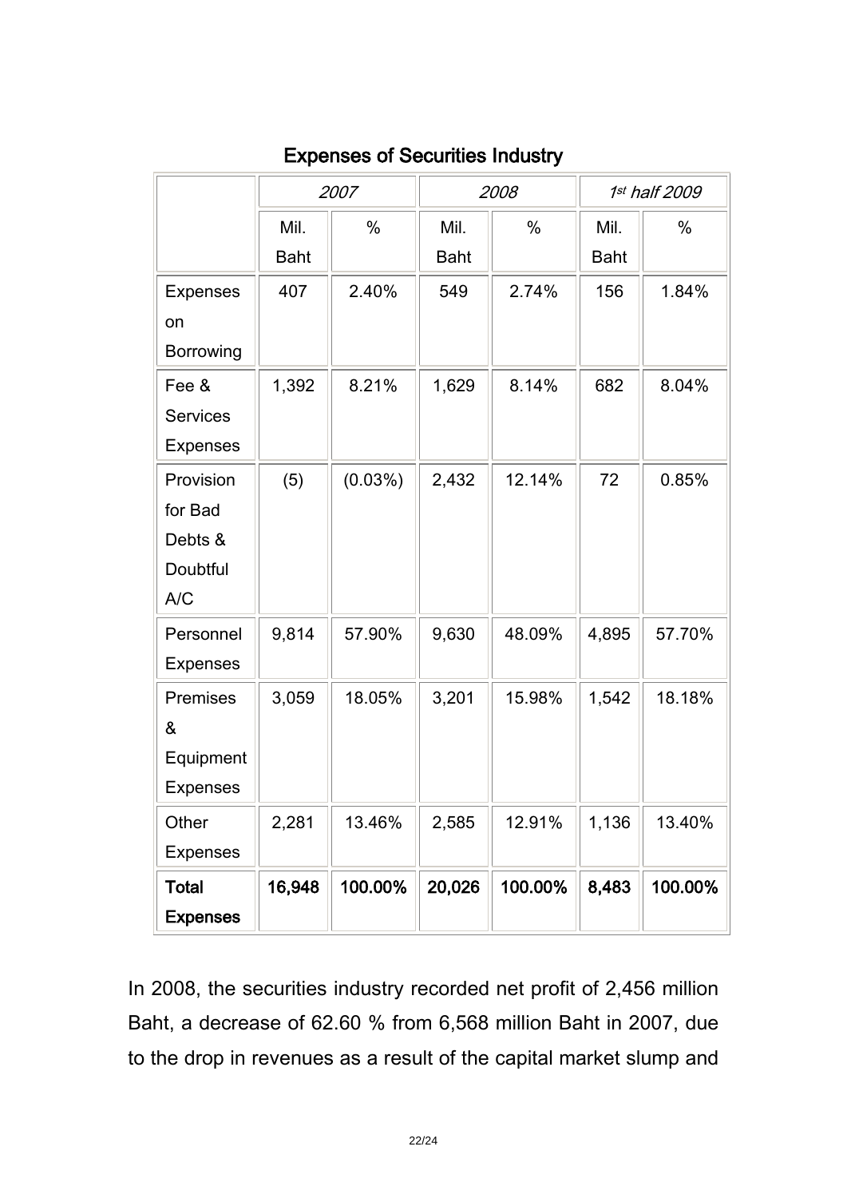## Expenses of Securities Industry

| | *2007* | | *2008* | | *1st half 2009* | |
|---|---|---|---|---|---|---|
| | Mil. Baht | % | Mil. Baht | % | Mil. Baht | % |
| Expenses on Borrowing | 407 | 2.40% | 549 | 2.74% | 156 | 1.84% |
| Fee & Services Expenses | 1,392 | 8.21% | 1,629 | 8.14% | 682 | 8.04% |
| Provision for Bad Debts & Doubtful A/C | (5) | (0.03%) | 2,432 | 12.14% | 72 | 0.85% |
| Personnel Expenses | 9,814 | 57.90% | 9,630 | 48.09% | 4,895 | 57.70% |
| Premises & Equipment Expenses | 3,059 | 18.05% | 3,201 | 15.98% | 1,542 | 18.18% |
| Other Expenses | 2,281 | 13.46% | 2,585 | 12.91% | 1,136 | 13.40% |
| **Total Expenses** | **16,948** | **100.00%** | **20,026** | **100.00%** | **8,483** | **100.00%** |

In 2008, the securities industry recorded net profit of 2,456 million Baht, a decrease of 62.60 % from 6,568 million Baht in 2007, due to the drop in revenues as a result of the capital market slump and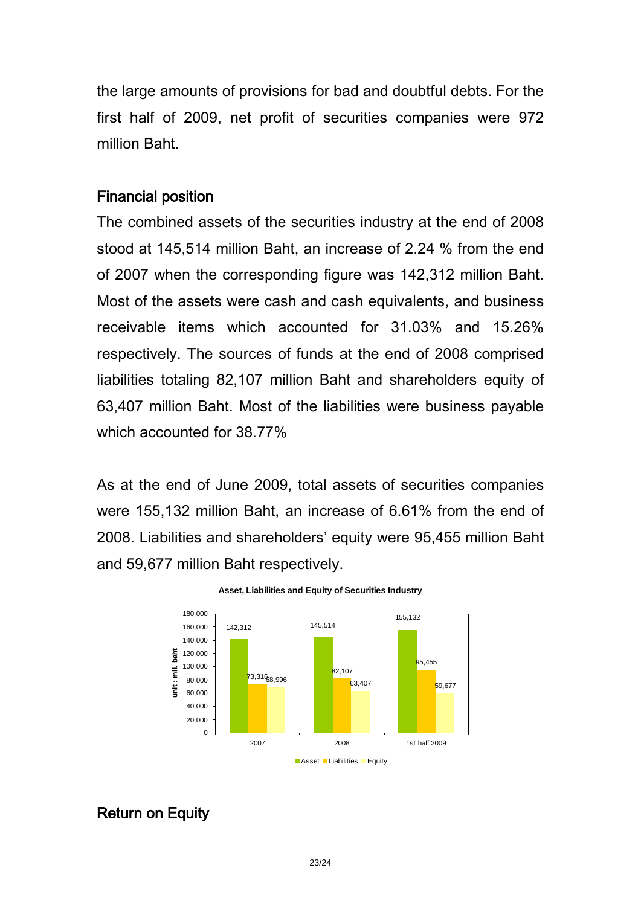the large amounts of provisions for bad and doubtful debts. For the first half of 2009, net profit of securities companies were 972 million Baht.

## Financial position

The combined assets of the securities industry at the end of 2008 stood at 145,514 million Baht, an increase of 2.24 % from the end of 2007 when the corresponding figure was 142,312 million Baht. Most of the assets were cash and cash equivalents, and business receivable items which accounted for 31.03% and 15.26% respectively. The sources of funds at the end of 2008 comprised liabilities totaling 82,107 million Baht and shareholders equity of 63,407 million Baht. Most of the liabilities were business payable which accounted for 38.77%

As at the end of June 2009, total assets of securities companies were 155,132 million Baht, an increase of 6.61% from the end of 2008. Liabilities and shareholders' equity were 95,455 million Baht and 59,677 million Baht respectively.

**Asset, Liabilities and Equity of Securities Industry**

unit : mil. baht

| | Asset | Liabilities | Equity |
|---|---|---|---|
| 2007 | 142,312 | 73,316 | 68,996 |
| 2008 | 145,514 | 82,107 | 63,407 |
| 1st half 2009 | 155,132 | 95,455 | 59,677 |

## Return on Equity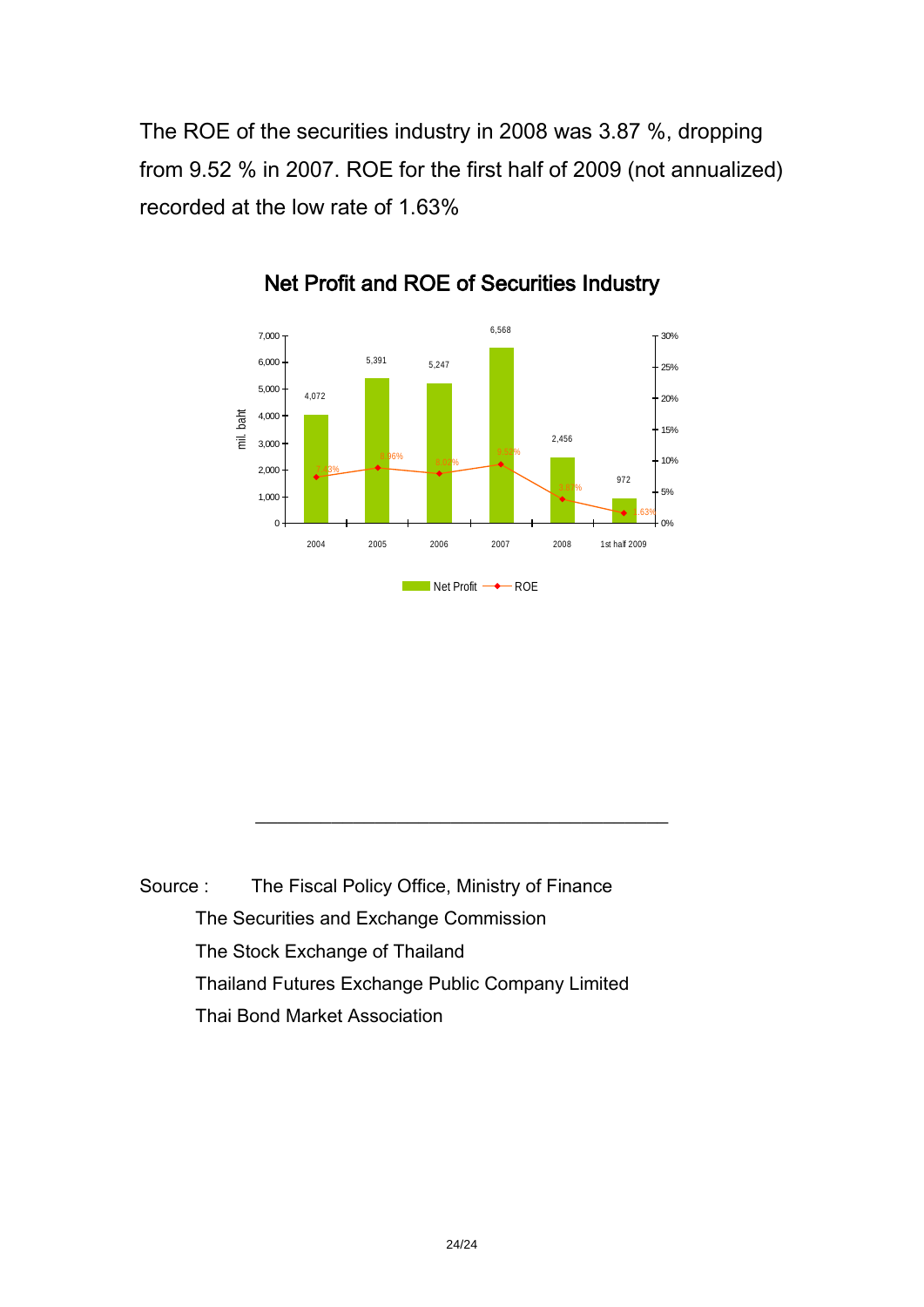The ROE of the securities industry in 2008 was 3.87 %, dropping from 9.52 % in 2007. ROE for the first half of 2009 (not annualized) recorded at the low rate of 1.63%

**Net Profit and ROE of Securities Industry**

mil. baht

7,000
6,000
5,000
4,000
3,000
2,000
1,000
0

30%
25%
20%
15%
10%
5%
0%

4,072
5,391
5,247
6,568
2,456
972

7.43%
8.96%
8.02%
9.52%
3.87%
1.63%

2004
2005
2006
2007
2008
1st half 2009

Net Profit
ROE

---

Source : The Fiscal Policy Office, Ministry of Finance
The Securities and Exchange Commission
The Stock Exchange of Thailand
Thailand Futures Exchange Public Company Limited
Thai Bond Market Association